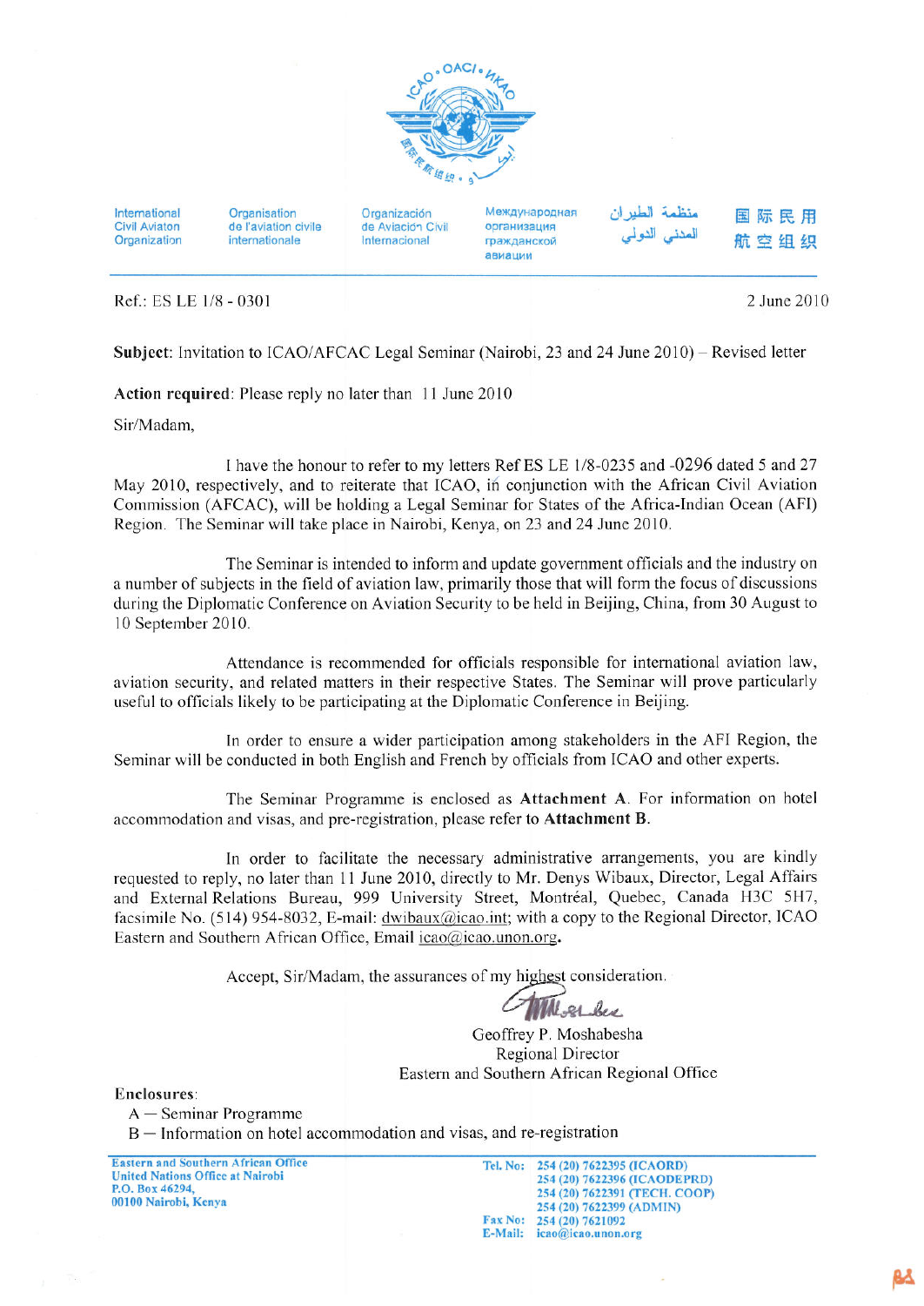International Civil Aviaton Organization | Organisation de l'aviation civile internationale | Organización de Aviación Civil Internacional | Международная организация гражданской авиации | منظمة الطيران المدني الدولي | 国际民用航空组织

Ref.: ES LE 1/8 - 0301

2 June 2010

**Subject**: Invitation to ICAO/AFCAC Legal Seminar (Nairobi, 23 and 24 June 2010) – Revised letter

**Action required**: Please reply no later than 11 June 2010

Sir/Madam,

I have the honour to refer to my letters Ref ES LE 1/8-0235 and -0296 dated 5 and 27 May 2010, respectively, and to reiterate that ICAO, in conjunction with the African Civil Aviation Commission (AFCAC), will be holding a Legal Seminar for States of the Africa-Indian Ocean (AFI) Region. The Seminar will take place in Nairobi, Kenya, on 23 and 24 June 2010.

The Seminar is intended to inform and update government officials and the industry on a number of subjects in the field of aviation law, primarily those that will form the focus of discussions during the Diplomatic Conference on Aviation Security to be held in Beijing, China, from 30 August to 10 September 2010.

Attendance is recommended for officials responsible for international aviation law, aviation security, and related matters in their respective States. The Seminar will prove particularly useful to officials likely to be participating at the Diplomatic Conference in Beijing.

In order to ensure a wider participation among stakeholders in the AFI Region, the Seminar will be conducted in both English and French by officials from ICAO and other experts.

The Seminar Programme is enclosed as **Attachment A**. For information on hotel accommodation and visas, and pre-registration, please refer to **Attachment B**.

In order to facilitate the necessary administrative arrangements, you are kindly requested to reply, no later than 11 June 2010, directly to Mr. Denys Wibaux, Director, Legal Affairs and External Relations Bureau, 999 University Street, Montréal, Quebec, Canada H3C 5H7, facsimile No. (514) 954-8032, E-mail: dwibaux@icao.int; with a copy to the Regional Director, ICAO Eastern and Southern African Office, Email icao@icao.unon.org.

Accept, Sir/Madam, the assurances of my highest consideration.

Geoffrey P. Moshabesha
Regional Director
Eastern and Southern African Regional Office

**Enclosures**:

A — Seminar Programme

B — Information on hotel accommodation and visas, and re-registration

**Eastern and Southern African Office**
**United Nations Office at Nairobi**
**P.O. Box 46294,**
**00100 Nairobi, Kenya**

**Tel. No:** 254 (20) 7622395 (ICAORD)
254 (20) 7622396 (ICAODEPRD)
254 (20) 7622391 (TECH. COOP)
254 (20) 7622399 (ADMIN)
**Fax No:** 254 (20) 7621092
**E-Mail:** icao@icao.unon.org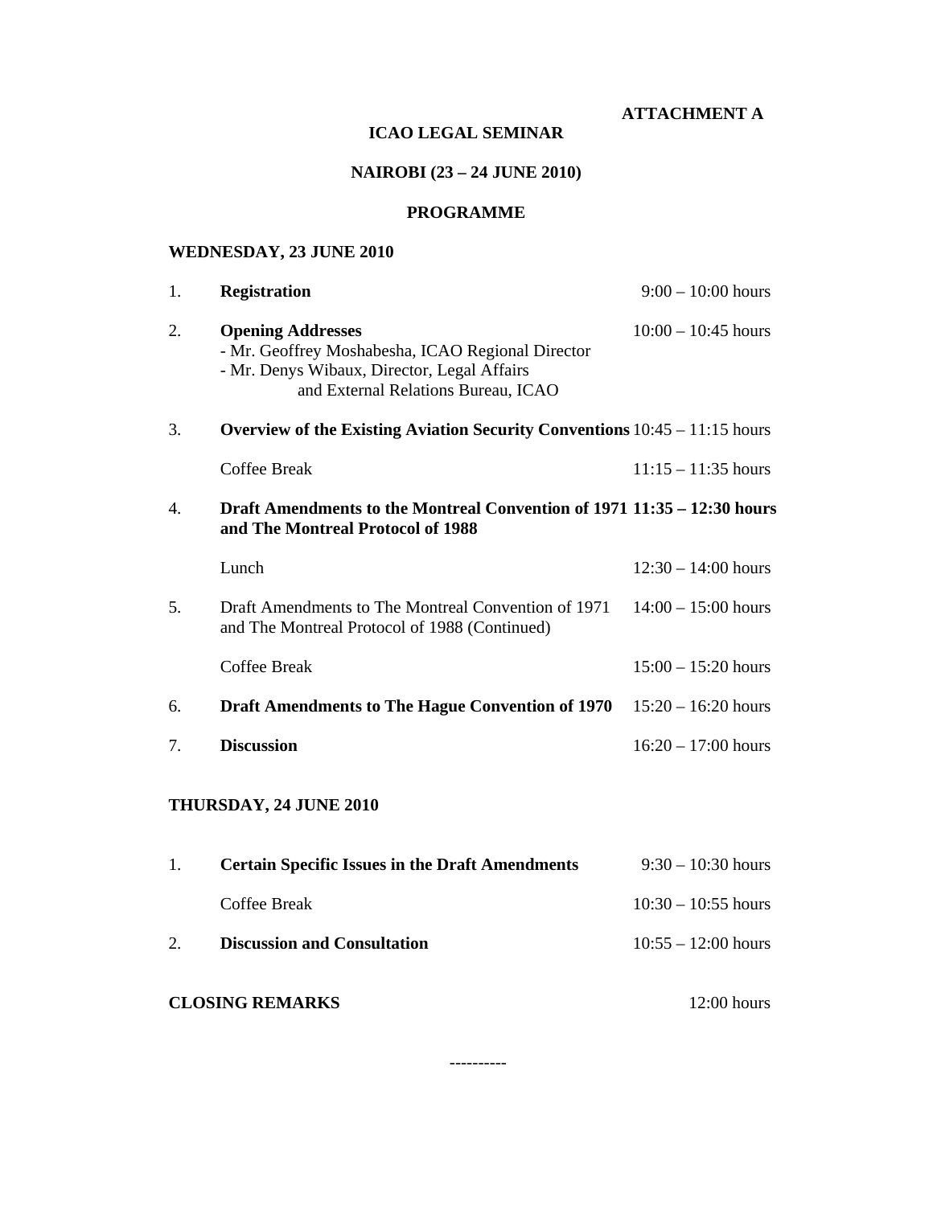**ATTACHMENT A**

# ICAO LEGAL SEMINAR

## NAIROBI (23 – 24 JUNE 2010)

## PROGRAMME

### WEDNESDAY, 23 JUNE 2010

| | | |
|---|---|---|
| 1. | **Registration** | 9:00 – 10:00 hours |
| 2. | **Opening Addresses**<br>- Mr. Geoffrey Moshabesha, ICAO Regional Director<br>- Mr. Denys Wibaux, Director, Legal Affairs and External Relations Bureau, ICAO | 10:00 – 10:45 hours |
| 3. | **Overview of the Existing Aviation Security Conventions** | 10:45 – 11:15 hours |
| | Coffee Break | 11:15 – 11:35 hours |
| 4. | **Draft Amendments to the Montreal Convention of 1971 and The Montreal Protocol of 1988** | **11:35 – 12:30 hours** |
| | Lunch | 12:30 – 14:00 hours |
| 5. | Draft Amendments to The Montreal Convention of 1971 and The Montreal Protocol of 1988 (Continued) | 14:00 – 15:00 hours |
| | Coffee Break | 15:00 – 15:20 hours |
| 6. | **Draft Amendments to The Hague Convention of 1970** | 15:20 – 16:20 hours |
| 7. | **Discussion** | 16:20 – 17:00 hours |

### THURSDAY, 24 JUNE 2010

| | | |
|---|---|---|
| 1. | **Certain Specific Issues in the Draft Amendments** | 9:30 – 10:30 hours |
| | Coffee Break | 10:30 – 10:55 hours |
| 2. | **Discussion and Consultation** | 10:55 – 12:00 hours |

**CLOSING REMARKS** 12:00 hours

----------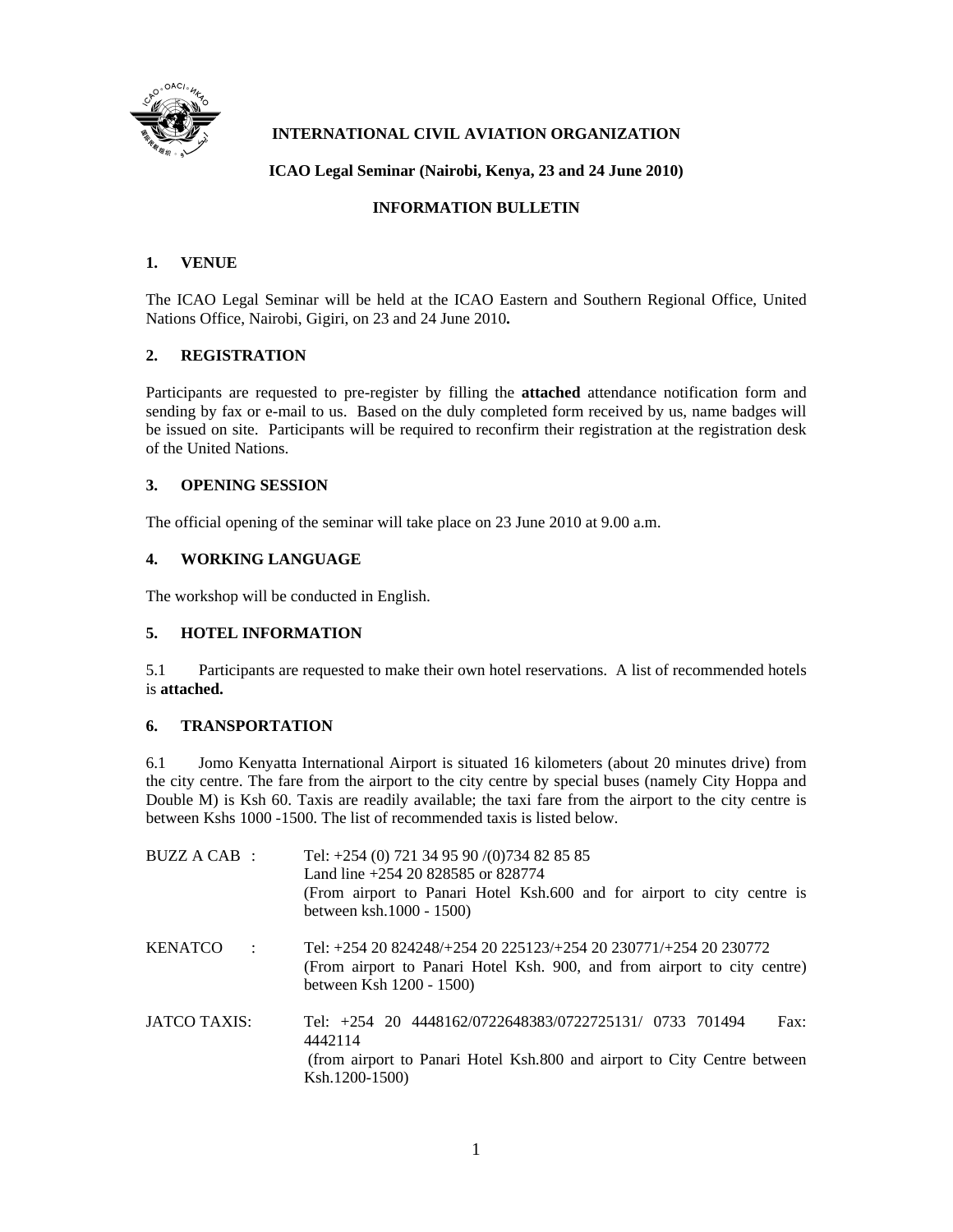**INTERNATIONAL CIVIL AVIATION ORGANIZATION**

**ICAO Legal Seminar (Nairobi, Kenya, 23 and 24 June 2010)**

**INFORMATION BULLETIN**

## 1. VENUE

The ICAO Legal Seminar will be held at the ICAO Eastern and Southern Regional Office, United Nations Office, Nairobi, Gigiri, on 23 and 24 June 2010**.**

## 2. REGISTRATION

Participants are requested to pre-register by filling the **attached** attendance notification form and sending by fax or e-mail to us. Based on the duly completed form received by us, name badges will be issued on site. Participants will be required to reconfirm their registration at the registration desk of the United Nations.

## 3. OPENING SESSION

The official opening of the seminar will take place on 23 June 2010 at 9.00 a.m.

## 4. WORKING LANGUAGE

The workshop will be conducted in English.

## 5. HOTEL INFORMATION

5.1 Participants are requested to make their own hotel reservations. A list of recommended hotels is **attached.**

## 6. TRANSPORTATION

6.1 Jomo Kenyatta International Airport is situated 16 kilometers (about 20 minutes drive) from the city centre. The fare from the airport to the city centre by special buses (namely City Hoppa and Double M) is Ksh 60. Taxis are readily available; the taxi fare from the airport to the city centre is between Kshs 1000 -1500. The list of recommended taxis is listed below.

BUZZ A CAB : Tel: +254 (0) 721 34 95 90 /(0)734 82 85 85
Land line +254 20 828585 or 828774
(From airport to Panari Hotel Ksh.600 and for airport to city centre is between ksh.1000 - 1500)

KENATCO : Tel: +254 20 824248/+254 20 225123/+254 20 230771/+254 20 230772
(From airport to Panari Hotel Ksh. 900, and from airport to city centre) between Ksh 1200 - 1500)

JATCO TAXIS: Tel: +254 20 4448162/0722648383/0722725131/ 0733 701494 Fax: 4442114
(from airport to Panari Hotel Ksh.800 and airport to City Centre between Ksh.1200-1500)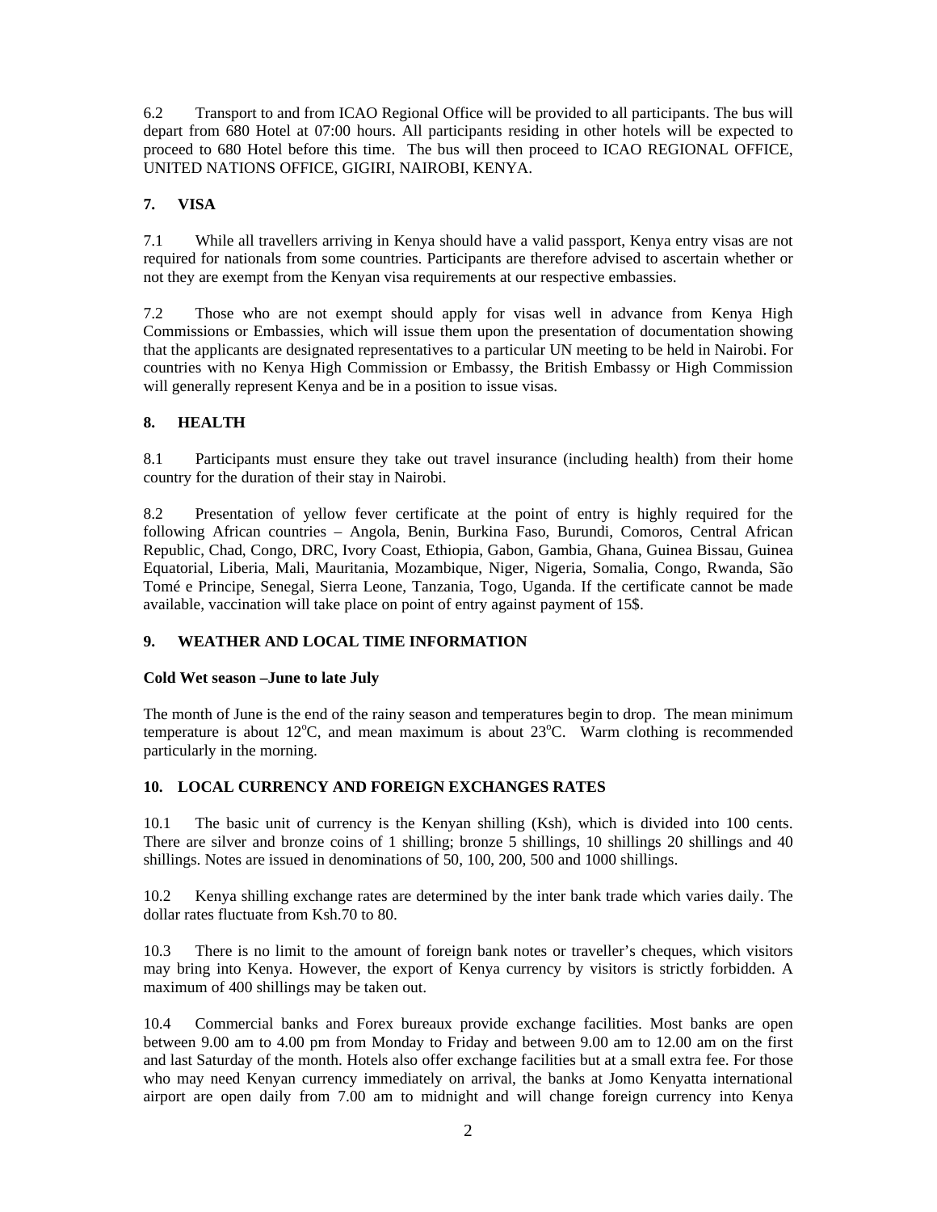6.2 Transport to and from ICAO Regional Office will be provided to all participants. The bus will depart from 680 Hotel at 07:00 hours. All participants residing in other hotels will be expected to proceed to 680 Hotel before this time. The bus will then proceed to ICAO REGIONAL OFFICE, UNITED NATIONS OFFICE, GIGIRI, NAIROBI, KENYA.

## 7. VISA

7.1 While all travellers arriving in Kenya should have a valid passport, Kenya entry visas are not required for nationals from some countries. Participants are therefore advised to ascertain whether or not they are exempt from the Kenyan visa requirements at our respective embassies.

7.2 Those who are not exempt should apply for visas well in advance from Kenya High Commissions or Embassies, which will issue them upon the presentation of documentation showing that the applicants are designated representatives to a particular UN meeting to be held in Nairobi. For countries with no Kenya High Commission or Embassy, the British Embassy or High Commission will generally represent Kenya and be in a position to issue visas.

## 8. HEALTH

8.1 Participants must ensure they take out travel insurance (including health) from their home country for the duration of their stay in Nairobi.

8.2 Presentation of yellow fever certificate at the point of entry is highly required for the following African countries – Angola, Benin, Burkina Faso, Burundi, Comoros, Central African Republic, Chad, Congo, DRC, Ivory Coast, Ethiopia, Gabon, Gambia, Ghana, Guinea Bissau, Guinea Equatorial, Liberia, Mali, Mauritania, Mozambique, Niger, Nigeria, Somalia, Congo, Rwanda, São Tomé e Principe, Senegal, Sierra Leone, Tanzania, Togo, Uganda. If the certificate cannot be made available, vaccination will take place on point of entry against payment of 15$.

## 9. WEATHER AND LOCAL TIME INFORMATION

**Cold Wet season –June to late July**

The month of June is the end of the rainy season and temperatures begin to drop. The mean minimum temperature is about 12°C, and mean maximum is about 23°C. Warm clothing is recommended particularly in the morning.

## 10. LOCAL CURRENCY AND FOREIGN EXCHANGES RATES

10.1 The basic unit of currency is the Kenyan shilling (Ksh), which is divided into 100 cents. There are silver and bronze coins of 1 shilling; bronze 5 shillings, 10 shillings 20 shillings and 40 shillings. Notes are issued in denominations of 50, 100, 200, 500 and 1000 shillings.

10.2 Kenya shilling exchange rates are determined by the inter bank trade which varies daily. The dollar rates fluctuate from Ksh.70 to 80.

10.3 There is no limit to the amount of foreign bank notes or traveller's cheques, which visitors may bring into Kenya. However, the export of Kenya currency by visitors is strictly forbidden. A maximum of 400 shillings may be taken out.

10.4 Commercial banks and Forex bureaux provide exchange facilities. Most banks are open between 9.00 am to 4.00 pm from Monday to Friday and between 9.00 am to 12.00 am on the first and last Saturday of the month. Hotels also offer exchange facilities but at a small extra fee. For those who may need Kenyan currency immediately on arrival, the banks at Jomo Kenyatta international airport are open daily from 7.00 am to midnight and will change foreign currency into Kenya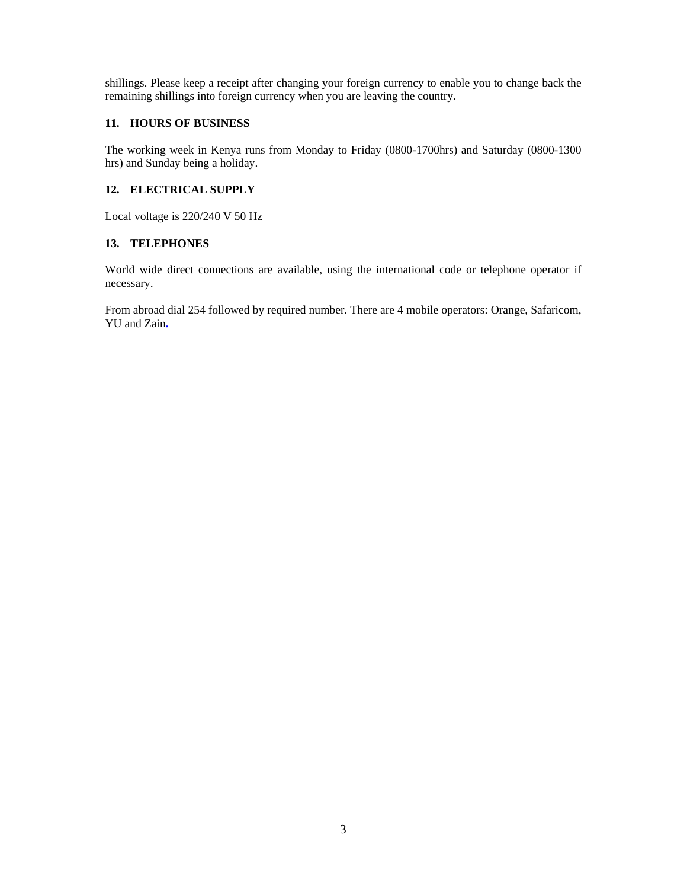shillings. Please keep a receipt after changing your foreign currency to enable you to change back the remaining shillings into foreign currency when you are leaving the country.

## 11. HOURS OF BUSINESS

The working week in Kenya runs from Monday to Friday (0800-1700hrs) and Saturday (0800-1300 hrs) and Sunday being a holiday.

## 12. ELECTRICAL SUPPLY

Local voltage is 220/240 V 50 Hz

## 13. TELEPHONES

World wide direct connections are available, using the international code or telephone operator if necessary.

From abroad dial 254 followed by required number. There are 4 mobile operators: Orange, Safaricom, YU and Zain.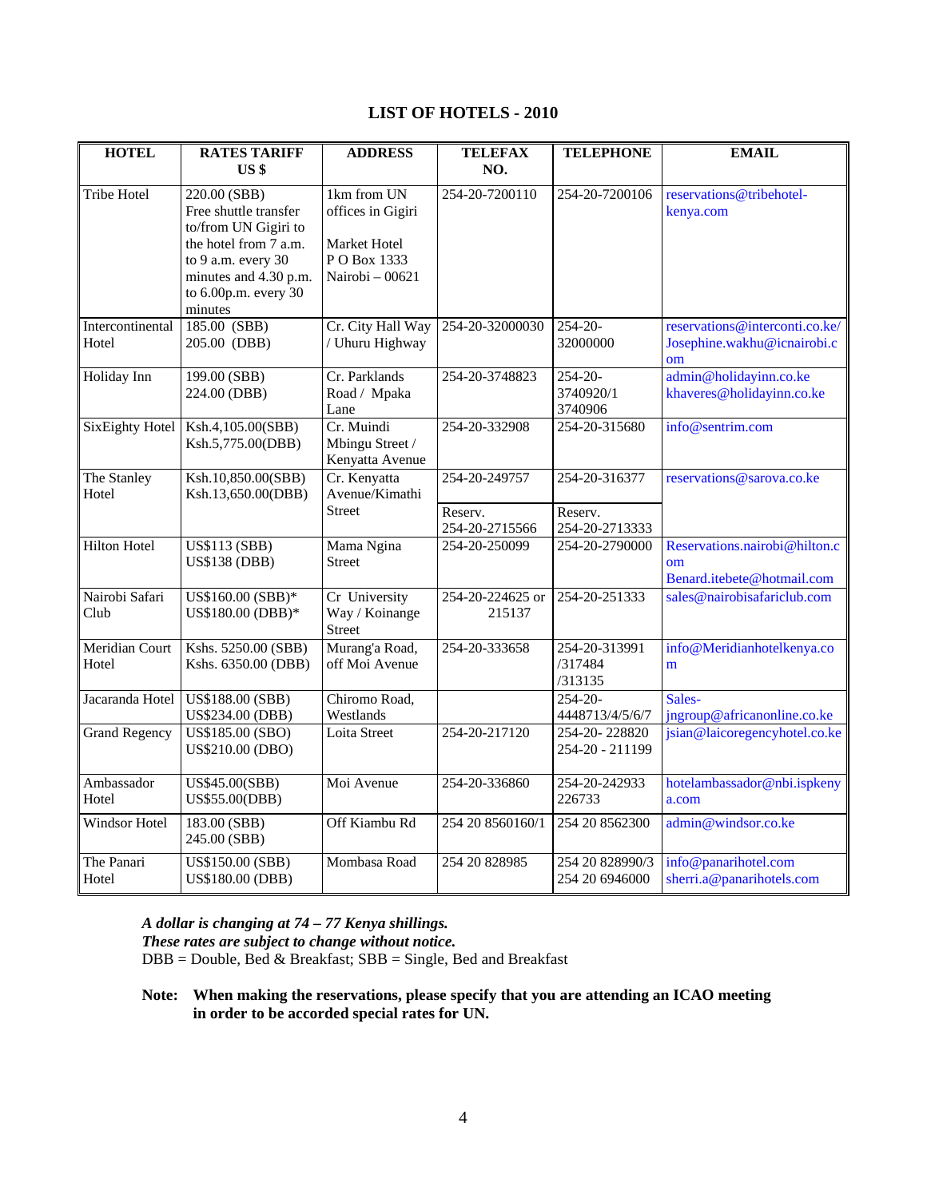# LIST OF HOTELS - 2010

| HOTEL | RATES TARIFF US $ | ADDRESS | TELEFAX NO. | TELEPHONE | EMAIL |
|---|---|---|---|---|---|
| Tribe Hotel | 220.00 (SBB) Free shuttle transfer to/from UN Gigiri to the hotel from 7 a.m. to 9 a.m. every 30 minutes and 4.30 p.m. to 6.00p.m. every 30 minutes | 1km from UN offices in Gigiri<br><br>Market Hotel P O Box 1333 Nairobi – 00621 | 254-20-7200110 | 254-20-7200106 | reservations@tribehotel-kenya.com |
| Intercontinental Hotel | 185.00 (SBB)<br>205.00 (DBB) | Cr. City Hall Way / Uhuru Highway | 254-20-32000030 | 254-20-32000000 | reservations@interconti.co.ke/ Josephine.wakhu@icnairobi.com |
| Holiday Inn | 199.00 (SBB)<br>224.00 (DBB) | Cr. Parklands Road / Mpaka Lane | 254-20-3748823 | 254-20-3740920/1 3740906 | admin@holidayinn.co.ke khaveres@holidayinn.co.ke |
| SixEighty Hotel | Ksh.4,105.00(SBB)<br>Ksh.5,775.00(DBB) | Cr. Muindi Mbingu Street / Kenyatta Avenue | 254-20-332908 | 254-20-315680 | info@sentrim.com |
| The Stanley Hotel | Ksh.10,850.00(SBB)<br>Ksh.13,650.00(DBB) | Cr. Kenyatta Avenue/Kimathi Street | 254-20-249757<br><br>Reserv. 254-20-2715566 | 254-20-316377<br><br>Reserv. 254-20-2713333 | reservations@sarova.co.ke |
| Hilton Hotel | US$113 (SBB)<br>US$138 (DBB) | Mama Ngina Street | 254-20-250099 | 254-20-2790000 | Reservations.nairobi@hilton.com Benard.itebete@hotmail.com |
| Nairobi Safari Club | US$160.00 (SBB)*<br>US$180.00 (DBB)* | Cr University Way / Koinange Street | 254-20-224625 or 215137 | 254-20-251333 | sales@nairobisafariclub.com |
| Meridian Court Hotel | Kshs. 5250.00 (SBB)<br>Kshs. 6350.00 (DBB) | Murang'a Road, off Moi Avenue | 254-20-333658 | 254-20-313991 /317484 /313135 | info@Meridianhotelkenya.com |
| Jacaranda Hotel | US$188.00 (SBB)<br>US$234.00 (DBB) | Chiromo Road, Westlands | | 254-20-4448713/4/5/6/7 | Sales-jngroup@africanonline.co.ke |
| Grand Regency | US$185.00 (SBO)<br>US$210.00 (DBO) | Loita Street | 254-20-217120 | 254-20- 228820<br>254-20 - 211199 | jsian@laicoregencyhotel.co.ke |
| Ambassador Hotel | US$45.00(SBB)<br>US$55.00(DBB) | Moi Avenue | 254-20-336860 | 254-20-242933 226733 | hotelambassador@nbi.ispkenya.com |
| Windsor Hotel | 183.00 (SBB)<br>245.00 (SBB) | Off Kiambu Rd | 254 20 8560160/1 | 254 20 8562300 | admin@windsor.co.ke |
| The Panari Hotel | US$150.00 (SBB)<br>US$180.00 (DBB) | Mombasa Road | 254 20 828985 | 254 20 828990/3<br>254 20 6946000 | info@panarihotel.com sherri.a@panarihotels.com |

***A dollar is changing at 74 – 77 Kenya shillings.***
***These rates are subject to change without notice.***
DBB = Double, Bed & Breakfast; SBB = Single, Bed and Breakfast

**Note: When making the reservations, please specify that you are attending an ICAO meeting in order to be accorded special rates for UN.**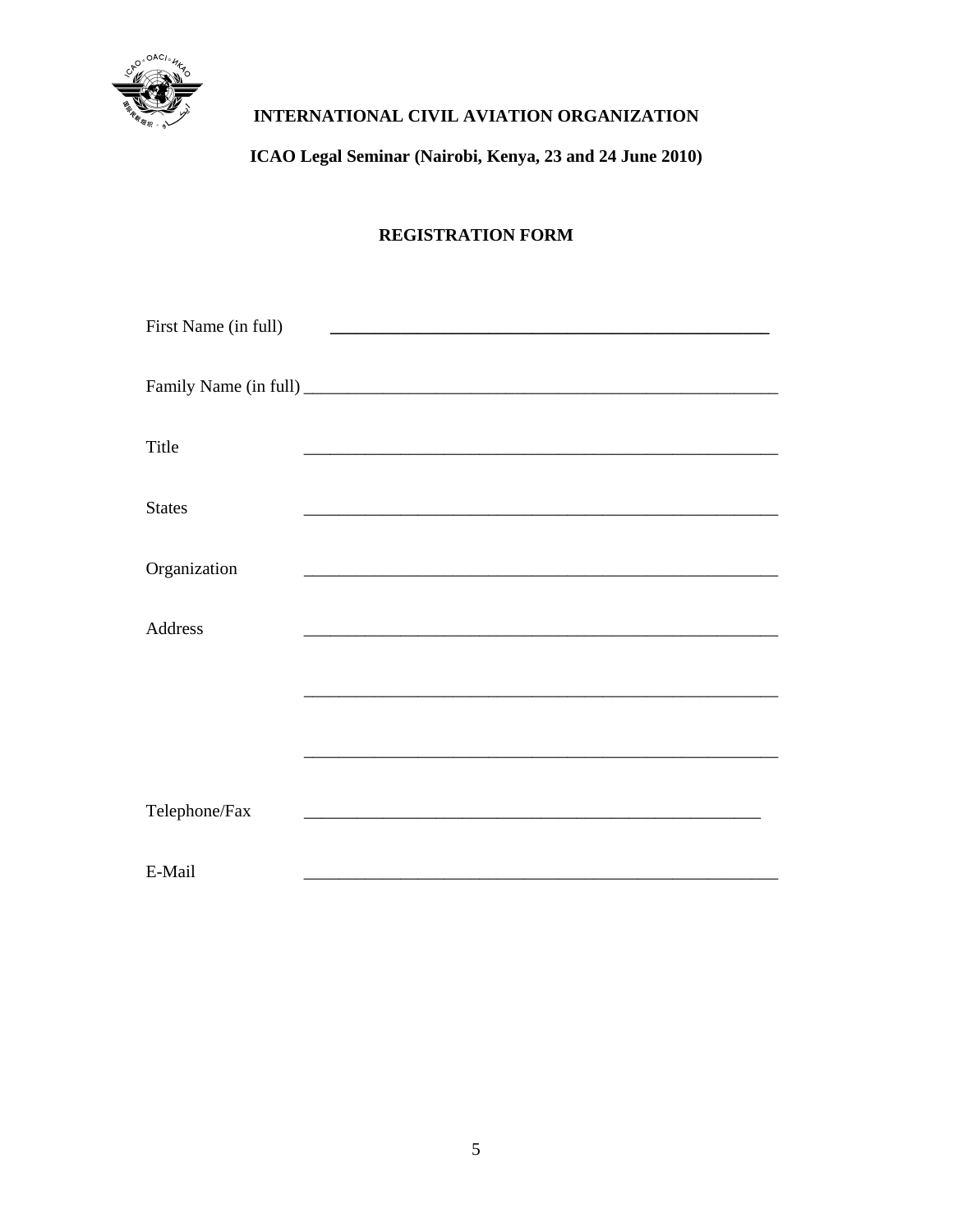**INTERNATIONAL CIVIL AVIATION ORGANIZATION**

**ICAO Legal Seminar (Nairobi, Kenya, 23 and 24 June 2010)**

**REGISTRATION FORM**

First Name (in full) ____________________________________________________

Family Name (in full) ____________________________________________________

Title ____________________________________________________

States ____________________________________________________

Organization ____________________________________________________

Address ____________________________________________________

____________________________________________________

____________________________________________________

Telephone/Fax ____________________________________________________

E-Mail ____________________________________________________